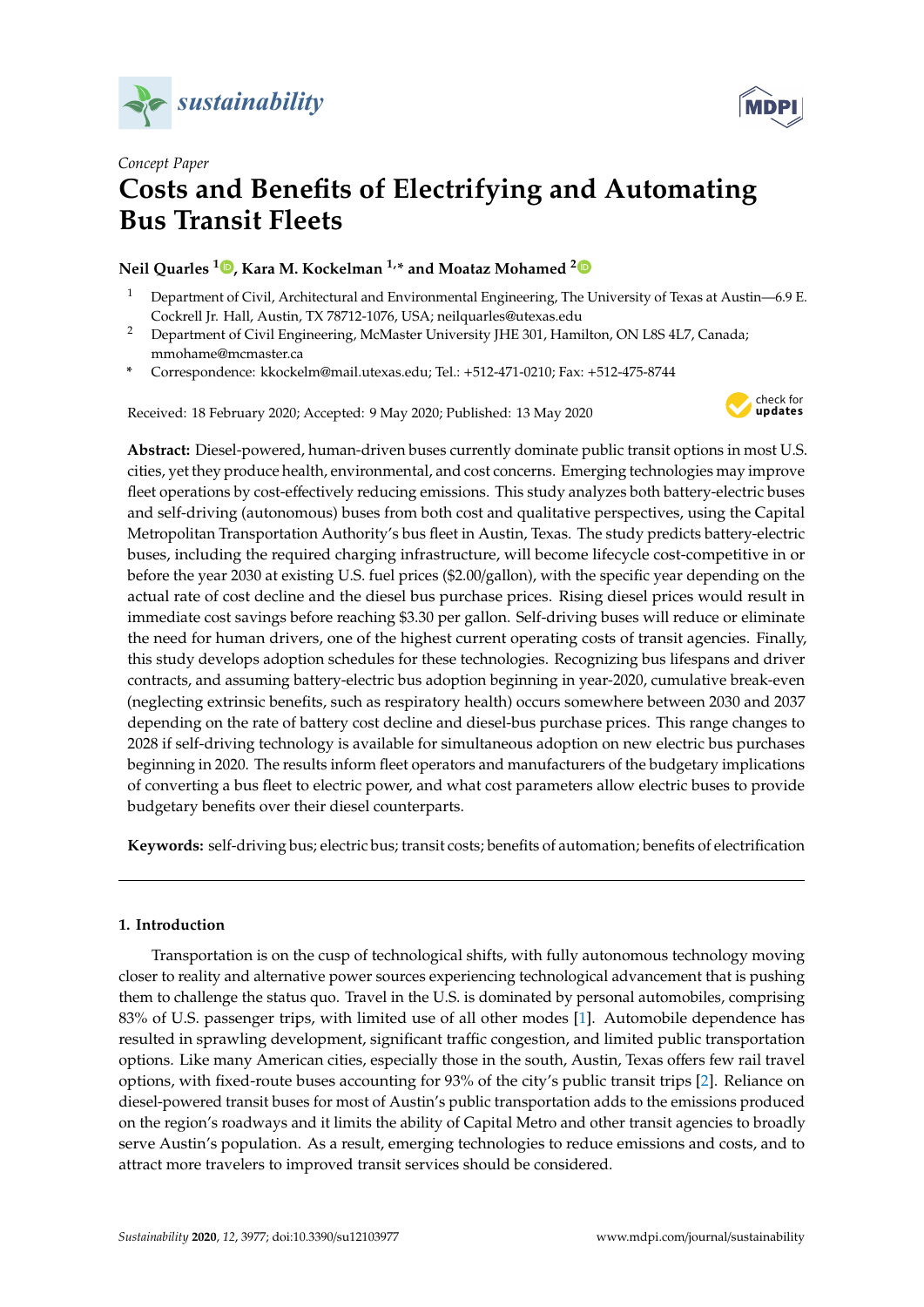*Concept Paper*

# Costs and Benefits of Electrifying and Automating Bus Transit Fleets

**Neil Quarles [1], Kara M. Kockelman [1,*] and Moataz Mohamed [2]**

[1] Department of Civil, Architectural and Environmental Engineering, The University of Texas at Austin—6.9 E. Cockrell Jr. Hall, Austin, TX 78712-1076, USA; neilquarles@utexas.edu

[2] Department of Civil Engineering, McMaster University JHE 301, Hamilton, ON L8S 4L7, Canada; mmohame@mcmaster.ca

* Correspondence: kkockelm@mail.utexas.edu; Tel.: +512-471-0210; Fax: +512-475-8744

Received: 18 February 2020; Accepted: 9 May 2020; Published: 13 May 2020

**Abstract:** Diesel-powered, human-driven buses currently dominate public transit options in most U.S. cities, yet they produce health, environmental, and cost concerns. Emerging technologies may improve fleet operations by cost-effectively reducing emissions. This study analyzes both battery-electric buses and self-driving (autonomous) buses from both cost and qualitative perspectives, using the Capital Metropolitan Transportation Authority's bus fleet in Austin, Texas. The study predicts battery-electric buses, including the required charging infrastructure, will become lifecycle cost-competitive in or before the year 2030 at existing U.S. fuel prices ($2.00/gallon), with the specific year depending on the actual rate of cost decline and the diesel bus purchase prices. Rising diesel prices would result in immediate cost savings before reaching $3.30 per gallon. Self-driving buses will reduce or eliminate the need for human drivers, one of the highest current operating costs of transit agencies. Finally, this study develops adoption schedules for these technologies. Recognizing bus lifespans and driver contracts, and assuming battery-electric bus adoption beginning in year-2020, cumulative break-even (neglecting extrinsic benefits, such as respiratory health) occurs somewhere between 2030 and 2037 depending on the rate of battery cost decline and diesel-bus purchase prices. This range changes to 2028 if self-driving technology is available for simultaneous adoption on new electric bus purchases beginning in 2020. The results inform fleet operators and manufacturers of the budgetary implications of converting a bus fleet to electric power, and what cost parameters allow electric buses to provide budgetary benefits over their diesel counterparts.

**Keywords:** self-driving bus; electric bus; transit costs; benefits of automation; benefits of electrification

## 1. Introduction

Transportation is on the cusp of technological shifts, with fully autonomous technology moving closer to reality and alternative power sources experiencing technological advancement that is pushing them to challenge the status quo. Travel in the U.S. is dominated by personal automobiles, comprising 83% of U.S. passenger trips, with limited use of all other modes [1]. Automobile dependence has resulted in sprawling development, significant traffic congestion, and limited public transportation options. Like many American cities, especially those in the south, Austin, Texas offers few rail travel options, with fixed-route buses accounting for 93% of the city's public transit trips [2]. Reliance on diesel-powered transit buses for most of Austin's public transportation adds to the emissions produced on the region's roadways and it limits the ability of Capital Metro and other transit agencies to broadly serve Austin's population. As a result, emerging technologies to reduce emissions and costs, and to attract more travelers to improved transit services should be considered.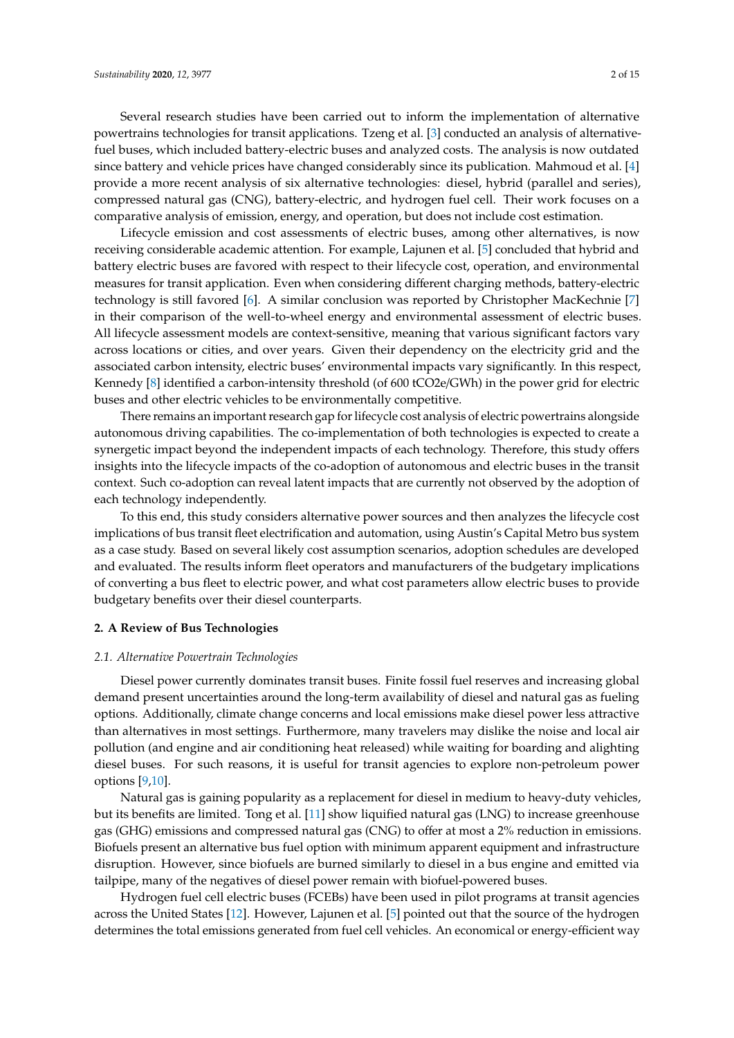Several research studies have been carried out to inform the implementation of alternative powertrains technologies for transit applications. Tzeng et al. [3] conducted an analysis of alternative-fuel buses, which included battery-electric buses and analyzed costs. The analysis is now outdated since battery and vehicle prices have changed considerably since its publication. Mahmoud et al. [4] provide a more recent analysis of six alternative technologies: diesel, hybrid (parallel and series), compressed natural gas (CNG), battery-electric, and hydrogen fuel cell. Their work focuses on a comparative analysis of emission, energy, and operation, but does not include cost estimation.

Lifecycle emission and cost assessments of electric buses, among other alternatives, is now receiving considerable academic attention. For example, Lajunen et al. [5] concluded that hybrid and battery electric buses are favored with respect to their lifecycle cost, operation, and environmental measures for transit application. Even when considering different charging methods, battery-electric technology is still favored [6]. A similar conclusion was reported by Christopher MacKechnie [7] in their comparison of the well-to-wheel energy and environmental assessment of electric buses. All lifecycle assessment models are context-sensitive, meaning that various significant factors vary across locations or cities, and over years. Given their dependency on the electricity grid and the associated carbon intensity, electric buses' environmental impacts vary significantly. In this respect, Kennedy [8] identified a carbon-intensity threshold (of 600 tCO2e/GWh) in the power grid for electric buses and other electric vehicles to be environmentally competitive.

There remains an important research gap for lifecycle cost analysis of electric powertrains alongside autonomous driving capabilities. The co-implementation of both technologies is expected to create a synergetic impact beyond the independent impacts of each technology. Therefore, this study offers insights into the lifecycle impacts of the co-adoption of autonomous and electric buses in the transit context. Such co-adoption can reveal latent impacts that are currently not observed by the adoption of each technology independently.

To this end, this study considers alternative power sources and then analyzes the lifecycle cost implications of bus transit fleet electrification and automation, using Austin's Capital Metro bus system as a case study. Based on several likely cost assumption scenarios, adoption schedules are developed and evaluated. The results inform fleet operators and manufacturers of the budgetary implications of converting a bus fleet to electric power, and what cost parameters allow electric buses to provide budgetary benefits over their diesel counterparts.

## 2. A Review of Bus Technologies

### *2.1. Alternative Powertrain Technologies*

Diesel power currently dominates transit buses. Finite fossil fuel reserves and increasing global demand present uncertainties around the long-term availability of diesel and natural gas as fueling options. Additionally, climate change concerns and local emissions make diesel power less attractive than alternatives in most settings. Furthermore, many travelers may dislike the noise and local air pollution (and engine and air conditioning heat released) while waiting for boarding and alighting diesel buses. For such reasons, it is useful for transit agencies to explore non-petroleum power options [9,10].

Natural gas is gaining popularity as a replacement for diesel in medium to heavy-duty vehicles, but its benefits are limited. Tong et al. [11] show liquified natural gas (LNG) to increase greenhouse gas (GHG) emissions and compressed natural gas (CNG) to offer at most a 2% reduction in emissions. Biofuels present an alternative bus fuel option with minimum apparent equipment and infrastructure disruption. However, since biofuels are burned similarly to diesel in a bus engine and emitted via tailpipe, many of the negatives of diesel power remain with biofuel-powered buses.

Hydrogen fuel cell electric buses (FCEBs) have been used in pilot programs at transit agencies across the United States [12]. However, Lajunen et al. [5] pointed out that the source of the hydrogen determines the total emissions generated from fuel cell vehicles. An economical or energy-efficient way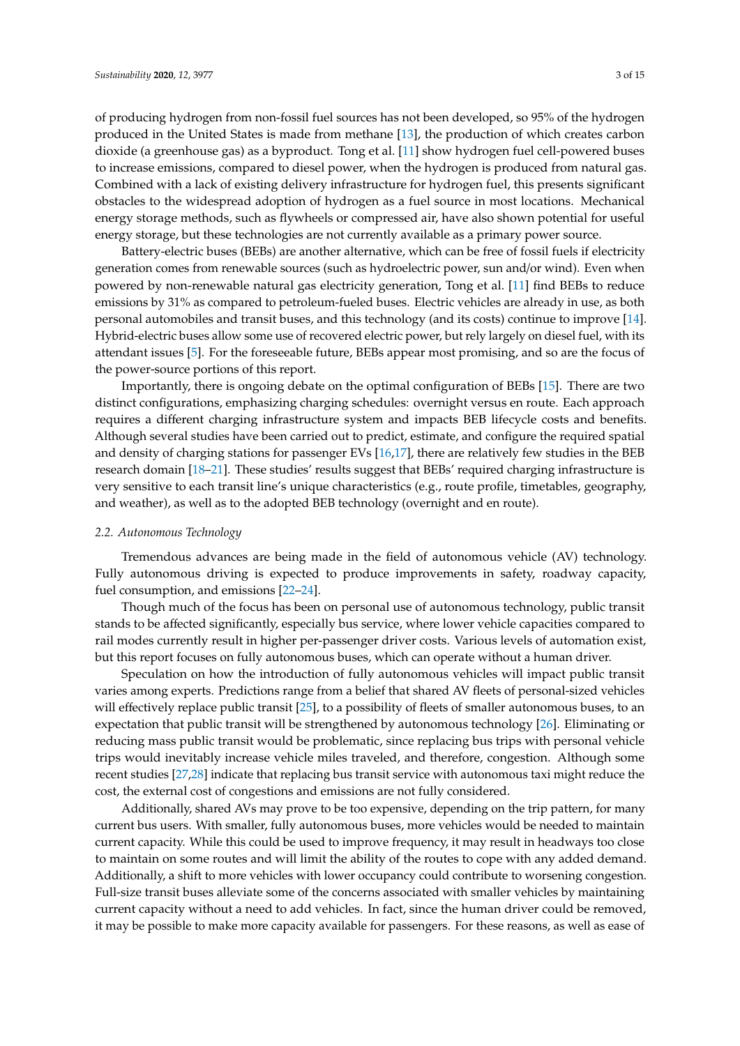of producing hydrogen from non-fossil fuel sources has not been developed, so 95% of the hydrogen produced in the United States is made from methane [13], the production of which creates carbon dioxide (a greenhouse gas) as a byproduct. Tong et al. [11] show hydrogen fuel cell-powered buses to increase emissions, compared to diesel power, when the hydrogen is produced from natural gas. Combined with a lack of existing delivery infrastructure for hydrogen fuel, this presents significant obstacles to the widespread adoption of hydrogen as a fuel source in most locations. Mechanical energy storage methods, such as flywheels or compressed air, have also shown potential for useful energy storage, but these technologies are not currently available as a primary power source.

Battery-electric buses (BEBs) are another alternative, which can be free of fossil fuels if electricity generation comes from renewable sources (such as hydroelectric power, sun and/or wind). Even when powered by non-renewable natural gas electricity generation, Tong et al. [11] find BEBs to reduce emissions by 31% as compared to petroleum-fueled buses. Electric vehicles are already in use, as both personal automobiles and transit buses, and this technology (and its costs) continue to improve [14]. Hybrid-electric buses allow some use of recovered electric power, but rely largely on diesel fuel, with its attendant issues [5]. For the foreseeable future, BEBs appear most promising, and so are the focus of the power-source portions of this report.

Importantly, there is ongoing debate on the optimal configuration of BEBs [15]. There are two distinct configurations, emphasizing charging schedules: overnight versus en route. Each approach requires a different charging infrastructure system and impacts BEB lifecycle costs and benefits. Although several studies have been carried out to predict, estimate, and configure the required spatial and density of charging stations for passenger EVs [16,17], there are relatively few studies in the BEB research domain [18–21]. These studies' results suggest that BEBs' required charging infrastructure is very sensitive to each transit line's unique characteristics (e.g., route profile, timetables, geography, and weather), as well as to the adopted BEB technology (overnight and en route).

### *2.2. Autonomous Technology*

Tremendous advances are being made in the field of autonomous vehicle (AV) technology. Fully autonomous driving is expected to produce improvements in safety, roadway capacity, fuel consumption, and emissions [22–24].

Though much of the focus has been on personal use of autonomous technology, public transit stands to be affected significantly, especially bus service, where lower vehicle capacities compared to rail modes currently result in higher per-passenger driver costs. Various levels of automation exist, but this report focuses on fully autonomous buses, which can operate without a human driver.

Speculation on how the introduction of fully autonomous vehicles will impact public transit varies among experts. Predictions range from a belief that shared AV fleets of personal-sized vehicles will effectively replace public transit [25], to a possibility of fleets of smaller autonomous buses, to an expectation that public transit will be strengthened by autonomous technology [26]. Eliminating or reducing mass public transit would be problematic, since replacing bus trips with personal vehicle trips would inevitably increase vehicle miles traveled, and therefore, congestion. Although some recent studies [27,28] indicate that replacing bus transit service with autonomous taxi might reduce the cost, the external cost of congestions and emissions are not fully considered.

Additionally, shared AVs may prove to be too expensive, depending on the trip pattern, for many current bus users. With smaller, fully autonomous buses, more vehicles would be needed to maintain current capacity. While this could be used to improve frequency, it may result in headways too close to maintain on some routes and will limit the ability of the routes to cope with any added demand. Additionally, a shift to more vehicles with lower occupancy could contribute to worsening congestion. Full-size transit buses alleviate some of the concerns associated with smaller vehicles by maintaining current capacity without a need to add vehicles. In fact, since the human driver could be removed, it may be possible to make more capacity available for passengers. For these reasons, as well as ease of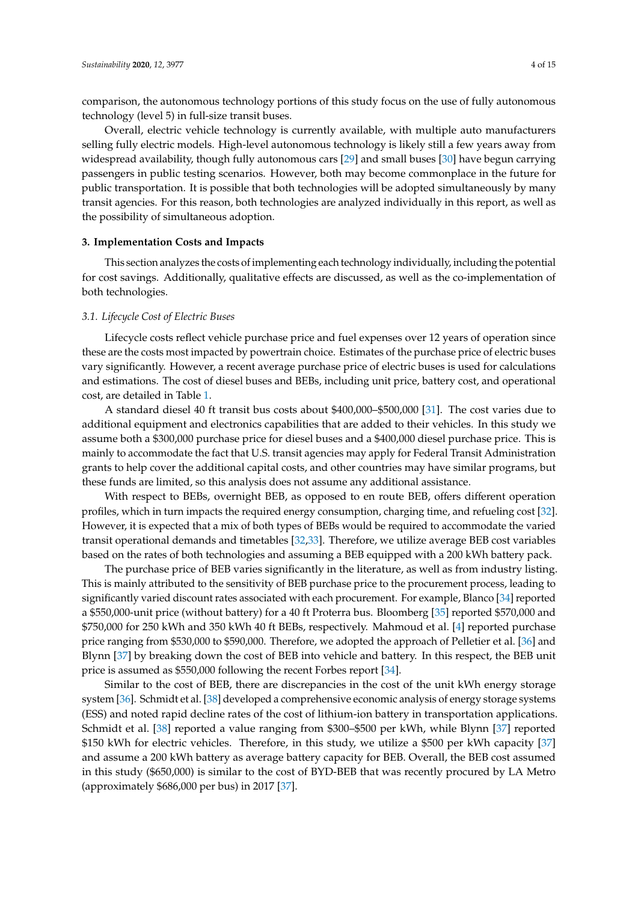comparison, the autonomous technology portions of this study focus on the use of fully autonomous technology (level 5) in full-size transit buses.

Overall, electric vehicle technology is currently available, with multiple auto manufacturers selling fully electric models. High-level autonomous technology is likely still a few years away from widespread availability, though fully autonomous cars [29] and small buses [30] have begun carrying passengers in public testing scenarios. However, both may become commonplace in the future for public transportation. It is possible that both technologies will be adopted simultaneously by many transit agencies. For this reason, both technologies are analyzed individually in this report, as well as the possibility of simultaneous adoption.

## 3. Implementation Costs and Impacts

This section analyzes the costs of implementing each technology individually, including the potential for cost savings. Additionally, qualitative effects are discussed, as well as the co-implementation of both technologies.

### *3.1. Lifecycle Cost of Electric Buses*

Lifecycle costs reflect vehicle purchase price and fuel expenses over 12 years of operation since these are the costs most impacted by powertrain choice. Estimates of the purchase price of electric buses vary significantly. However, a recent average purchase price of electric buses is used for calculations and estimations. The cost of diesel buses and BEBs, including unit price, battery cost, and operational cost, are detailed in Table 1.

A standard diesel 40 ft transit bus costs about $400,000–$500,000 [31]. The cost varies due to additional equipment and electronics capabilities that are added to their vehicles. In this study we assume both a $300,000 purchase price for diesel buses and a $400,000 diesel purchase price. This is mainly to accommodate the fact that U.S. transit agencies may apply for Federal Transit Administration grants to help cover the additional capital costs, and other countries may have similar programs, but these funds are limited, so this analysis does not assume any additional assistance.

With respect to BEBs, overnight BEB, as opposed to en route BEB, offers different operation profiles, which in turn impacts the required energy consumption, charging time, and refueling cost [32]. However, it is expected that a mix of both types of BEBs would be required to accommodate the varied transit operational demands and timetables [32,33]. Therefore, we utilize average BEB cost variables based on the rates of both technologies and assuming a BEB equipped with a 200 kWh battery pack.

The purchase price of BEB varies significantly in the literature, as well as from industry listing. This is mainly attributed to the sensitivity of BEB purchase price to the procurement process, leading to significantly varied discount rates associated with each procurement. For example, Blanco [34] reported a $550,000-unit price (without battery) for a 40 ft Proterra bus. Bloomberg [35] reported $570,000 and $750,000 for 250 kWh and 350 kWh 40 ft BEBs, respectively. Mahmoud et al. [4] reported purchase price ranging from $530,000 to $590,000. Therefore, we adopted the approach of Pelletier et al. [36] and Blynn [37] by breaking down the cost of BEB into vehicle and battery. In this respect, the BEB unit price is assumed as $550,000 following the recent Forbes report [34].

Similar to the cost of BEB, there are discrepancies in the cost of the unit kWh energy storage system [36]. Schmidt et al. [38] developed a comprehensive economic analysis of energy storage systems (ESS) and noted rapid decline rates of the cost of lithium-ion battery in transportation applications. Schmidt et al. [38] reported a value ranging from $300–$500 per kWh, while Blynn [37] reported $150 kWh for electric vehicles. Therefore, in this study, we utilize a $500 per kWh capacity [37] and assume a 200 kWh battery as average battery capacity for BEB. Overall, the BEB cost assumed in this study ($650,000) is similar to the cost of BYD-BEB that was recently procured by LA Metro (approximately $686,000 per bus) in 2017 [37].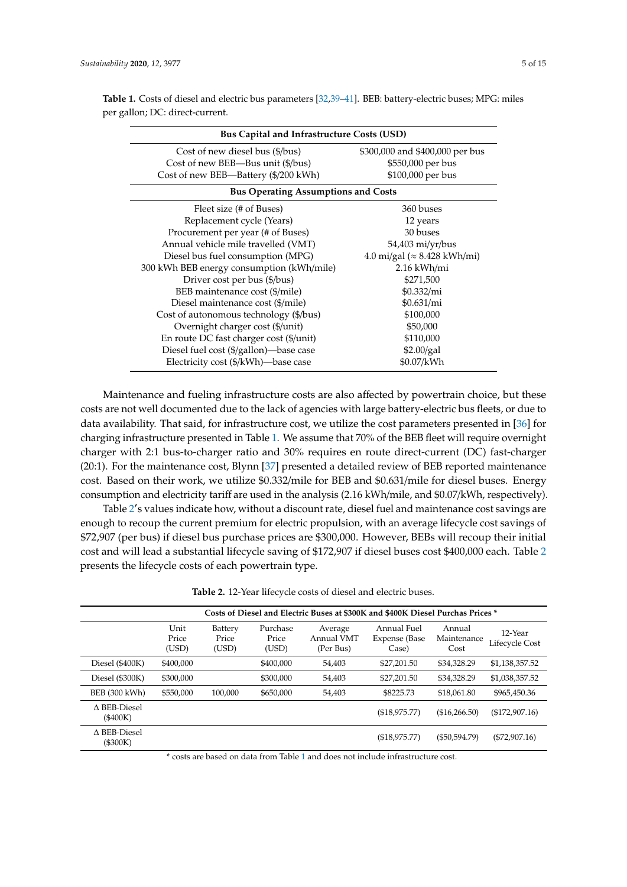**Table 1.** Costs of diesel and electric bus parameters [32,39–41]. BEB: battery-electric buses; MPG: miles per gallon; DC: direct-current.

| **Bus Capital and Infrastructure Costs (USD)** | |
|---|---|
| Cost of new diesel bus ($/bus) | $300,000 and $400,000 per bus |
| Cost of new BEB—Bus unit ($/bus) | $550,000 per bus |
| Cost of new BEB—Battery ($/200 kWh) | $100,000 per bus |
| **Bus Operating Assumptions and Costs** | |
| Fleet size (# of Buses) | 360 buses |
| Replacement cycle (Years) | 12 years |
| Procurement per year (# of Buses) | 30 buses |
| Annual vehicle mile travelled (VMT) | 54,403 mi/yr/bus |
| Diesel bus fuel consumption (MPG) | 4.0 mi/gal (≈ 8.428 kWh/mi) |
| 300 kWh BEB energy consumption (kWh/mile) | 2.16 kWh/mi |
| Driver cost per bus ($/bus) | $271,500 |
| BEB maintenance cost ($/mile) | $0.332/mi |
| Diesel maintenance cost ($/mile) | $0.631/mi |
| Cost of autonomous technology ($/bus) | $100,000 |
| Overnight charger cost ($/unit) | $50,000 |
| En route DC fast charger cost ($/unit) | $110,000 |
| Diesel fuel cost ($/gallon)—base case | $2.00/gal |
| Electricity cost ($/kWh)—base case | $0.07/kWh |

Maintenance and fueling infrastructure costs are also affected by powertrain choice, but these costs are not well documented due to the lack of agencies with large battery-electric bus fleets, or due to data availability. That said, for infrastructure cost, we utilize the cost parameters presented in [36] for charging infrastructure presented in Table 1. We assume that 70% of the BEB fleet will require overnight charger with 2:1 bus-to-charger ratio and 30% requires en route direct-current (DC) fast-charger (20:1). For the maintenance cost, Blynn [37] presented a detailed review of BEB reported maintenance cost. Based on their work, we utilize $0.332/mile for BEB and $0.631/mile for diesel buses. Energy consumption and electricity tariff are used in the analysis (2.16 kWh/mile, and $0.07/kWh, respectively).

Table 2's values indicate how, without a discount rate, diesel fuel and maintenance cost savings are enough to recoup the current premium for electric propulsion, with an average lifecycle cost savings of $72,907 (per bus) if diesel bus purchase prices are $300,000. However, BEBs will recoup their initial cost and will lead a substantial lifecycle saving of $172,907 if diesel buses cost $400,000 each. Table 2 presents the lifecycle costs of each powertrain type.

**Table 2.** 12-Year lifecycle costs of diesel and electric buses.

| | Costs of Diesel and Electric Buses at $300K and $400K Diesel Purchas Prices * | | | | | | |
|---|---|---|---|---|---|---|---|
| | Unit Price (USD) | Battery Price (USD) | Purchase Price (USD) | Average Annual VMT (Per Bus) | Annual Fuel Expense (Base Case) | Annual Maintenance Cost | 12-Year Lifecycle Cost |
| Diesel ($400K) | $400,000 | | $400,000 | 54,403 | $27,201.50 | $34,328.29 | $1,138,357.52 |
| Diesel ($300K) | $300,000 | | $300,000 | 54,403 | $27,201.50 | $34,328.29 | $1,038,357.52 |
| BEB (300 kWh) | $550,000 | 100,000 | $650,000 | 54,403 | $8225.73 | $18,061.80 | $965,450.36 |
| Δ BEB-Diesel ($400K) | | | | | ($18,975.77) | ($16,266.50) | ($172,907.16) |
| Δ BEB-Diesel ($300K) | | | | | ($18,975.77) | ($50,594.79) | ($72,907.16) |

\* costs are based on data from Table 1 and does not include infrastructure cost.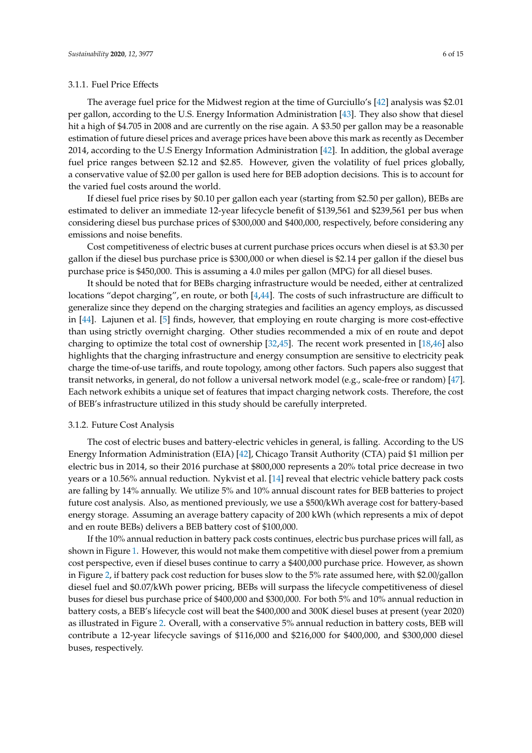#### 3.1.1. Fuel Price Effects

The average fuel price for the Midwest region at the time of Gurciullo's [42] analysis was $2.01 per gallon, according to the U.S. Energy Information Administration [43]. They also show that diesel hit a high of $4.705 in 2008 and are currently on the rise again. A $3.50 per gallon may be a reasonable estimation of future diesel prices and average prices have been above this mark as recently as December 2014, according to the U.S Energy Information Administration [42]. In addition, the global average fuel price ranges between $2.12 and $2.85. However, given the volatility of fuel prices globally, a conservative value of $2.00 per gallon is used here for BEB adoption decisions. This is to account for the varied fuel costs around the world.

If diesel fuel price rises by $0.10 per gallon each year (starting from $2.50 per gallon), BEBs are estimated to deliver an immediate 12-year lifecycle benefit of $139,561 and $239,561 per bus when considering diesel bus purchase prices of $300,000 and $400,000, respectively, before considering any emissions and noise benefits.

Cost competitiveness of electric buses at current purchase prices occurs when diesel is at $3.30 per gallon if the diesel bus purchase price is $300,000 or when diesel is $2.14 per gallon if the diesel bus purchase price is $450,000. This is assuming a 4.0 miles per gallon (MPG) for all diesel buses.

It should be noted that for BEBs charging infrastructure would be needed, either at centralized locations "depot charging", en route, or both [4,44]. The costs of such infrastructure are difficult to generalize since they depend on the charging strategies and facilities an agency employs, as discussed in [44]. Lajunen et al. [5] finds, however, that employing en route charging is more cost-effective than using strictly overnight charging. Other studies recommended a mix of en route and depot charging to optimize the total cost of ownership [32,45]. The recent work presented in [18,46] also highlights that the charging infrastructure and energy consumption are sensitive to electricity peak charge the time-of-use tariffs, and route topology, among other factors. Such papers also suggest that transit networks, in general, do not follow a universal network model (e.g., scale-free or random) [47]. Each network exhibits a unique set of features that impact charging network costs. Therefore, the cost of BEB's infrastructure utilized in this study should be carefully interpreted.

#### 3.1.2. Future Cost Analysis

The cost of electric buses and battery-electric vehicles in general, is falling. According to the US Energy Information Administration (EIA) [42], Chicago Transit Authority (CTA) paid $1 million per electric bus in 2014, so their 2016 purchase at $800,000 represents a 20% total price decrease in two years or a 10.56% annual reduction. Nykvist et al. [14] reveal that electric vehicle battery pack costs are falling by 14% annually. We utilize 5% and 10% annual discount rates for BEB batteries to project future cost analysis. Also, as mentioned previously, we use a $500/kWh average cost for battery-based energy storage. Assuming an average battery capacity of 200 kWh (which represents a mix of depot and en route BEBs) delivers a BEB battery cost of $100,000.

If the 10% annual reduction in battery pack costs continues, electric bus purchase prices will fall, as shown in Figure 1. However, this would not make them competitive with diesel power from a premium cost perspective, even if diesel buses continue to carry a $400,000 purchase price. However, as shown in Figure 2, if battery pack cost reduction for buses slow to the 5% rate assumed here, with $2.00/gallon diesel fuel and $0.07/kWh power pricing, BEBs will surpass the lifecycle competitiveness of diesel buses for diesel bus purchase price of $400,000 and $300,000. For both 5% and 10% annual reduction in battery costs, a BEB's lifecycle cost will beat the $400,000 and 300K diesel buses at present (year 2020) as illustrated in Figure 2. Overall, with a conservative 5% annual reduction in battery costs, BEB will contribute a 12-year lifecycle savings of $116,000 and $216,000 for $400,000, and $300,000 diesel buses, respectively.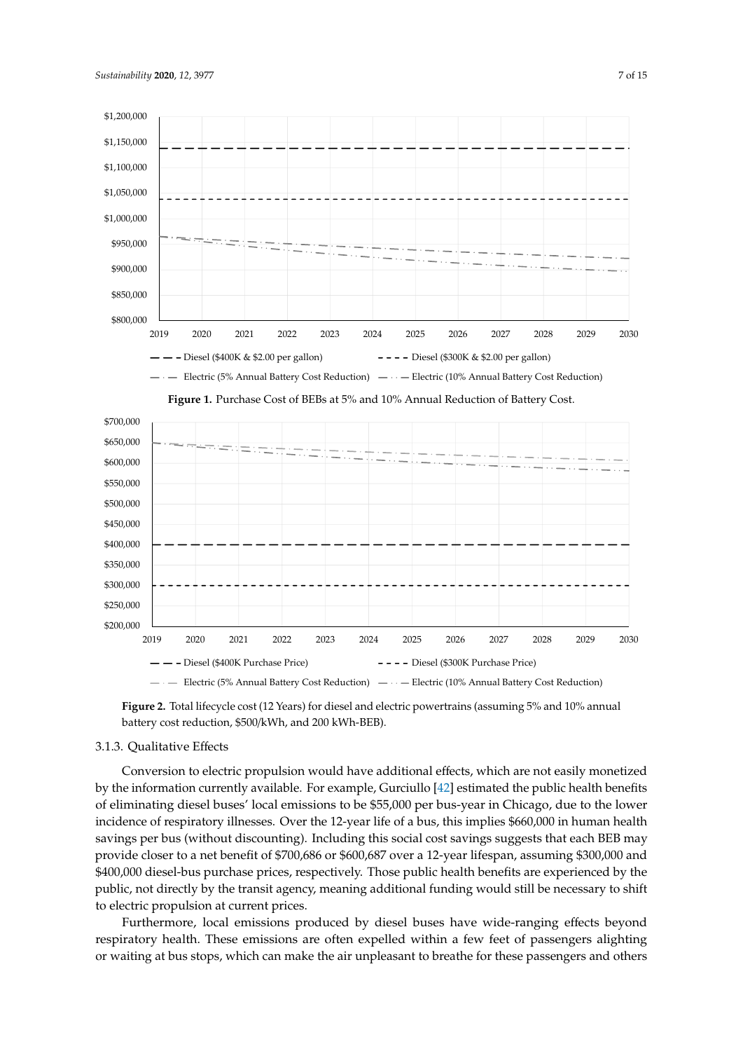**Figure 1.** Purchase Cost of BEBs at 5% and 10% Annual Reduction of Battery Cost.

**Figure 2.** Total lifecycle cost (12 Years) for diesel and electric powertrains (assuming 5% and 10% annual battery cost reduction, $500/kWh, and 200 kWh-BEB).

### 3.1.3. Qualitative Effects

Conversion to electric propulsion would have additional effects, which are not easily monetized by the information currently available. For example, Gurciullo [42] estimated the public health benefits of eliminating diesel buses' local emissions to be $55,000 per bus-year in Chicago, due to the lower incidence of respiratory illnesses. Over the 12-year life of a bus, this implies $660,000 in human health savings per bus (without discounting). Including this social cost savings suggests that each BEB may provide closer to a net benefit of $700,686 or $600,687 over a 12-year lifespan, assuming $300,000 and $400,000 diesel-bus purchase prices, respectively. Those public health benefits are experienced by the public, not directly by the transit agency, meaning additional funding would still be necessary to shift to electric propulsion at current prices.

Furthermore, local emissions produced by diesel buses have wide-ranging effects beyond respiratory health. These emissions are often expelled within a few feet of passengers alighting or waiting at bus stops, which can make the air unpleasant to breathe for these passengers and others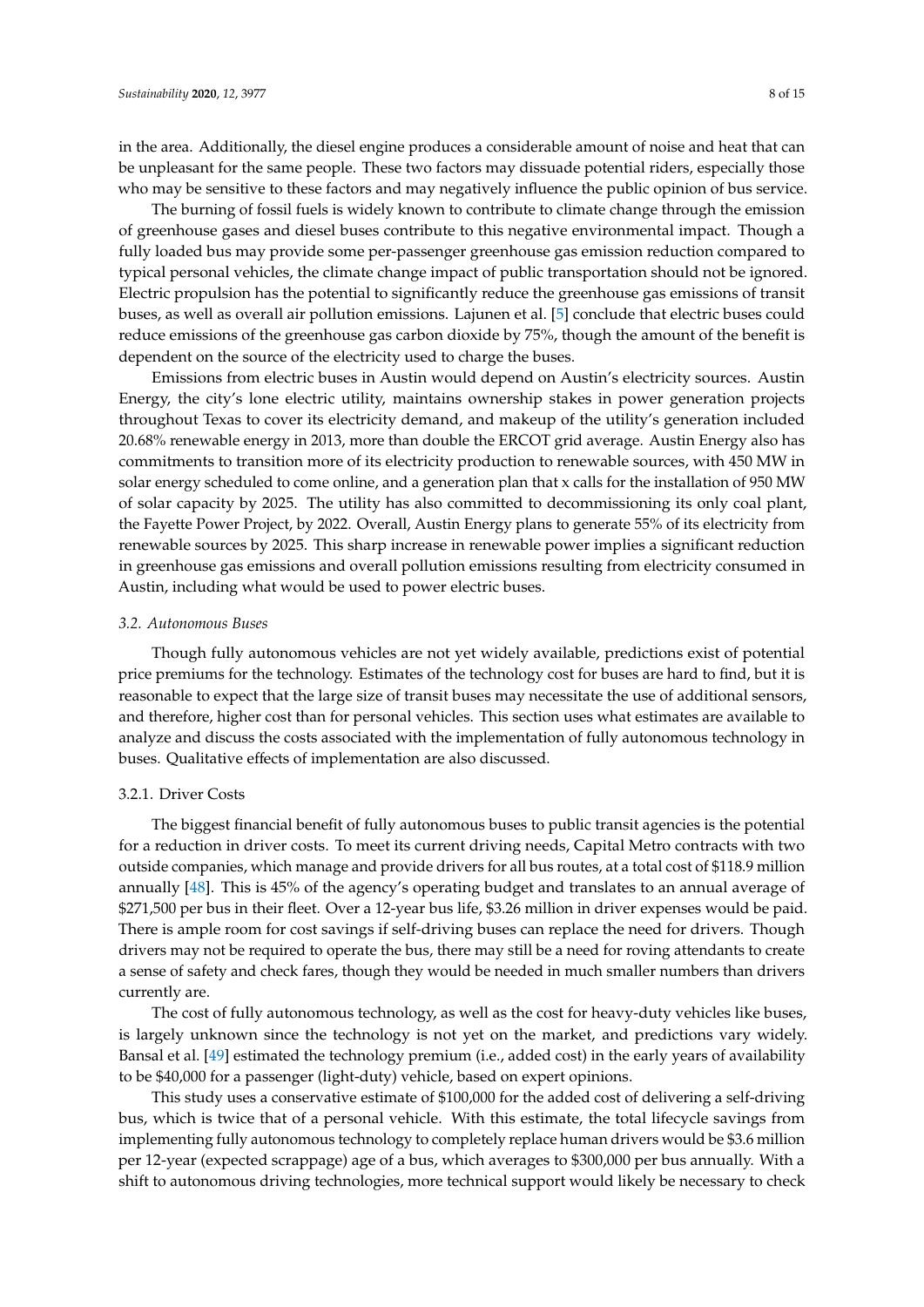in the area. Additionally, the diesel engine produces a considerable amount of noise and heat that can be unpleasant for the same people. These two factors may dissuade potential riders, especially those who may be sensitive to these factors and may negatively influence the public opinion of bus service.

The burning of fossil fuels is widely known to contribute to climate change through the emission of greenhouse gases and diesel buses contribute to this negative environmental impact. Though a fully loaded bus may provide some per-passenger greenhouse gas emission reduction compared to typical personal vehicles, the climate change impact of public transportation should not be ignored. Electric propulsion has the potential to significantly reduce the greenhouse gas emissions of transit buses, as well as overall air pollution emissions. Lajunen et al. [5] conclude that electric buses could reduce emissions of the greenhouse gas carbon dioxide by 75%, though the amount of the benefit is dependent on the source of the electricity used to charge the buses.

Emissions from electric buses in Austin would depend on Austin's electricity sources. Austin Energy, the city's lone electric utility, maintains ownership stakes in power generation projects throughout Texas to cover its electricity demand, and makeup of the utility's generation included 20.68% renewable energy in 2013, more than double the ERCOT grid average. Austin Energy also has commitments to transition more of its electricity production to renewable sources, with 450 MW in solar energy scheduled to come online, and a generation plan that x calls for the installation of 950 MW of solar capacity by 2025. The utility has also committed to decommissioning its only coal plant, the Fayette Power Project, by 2022. Overall, Austin Energy plans to generate 55% of its electricity from renewable sources by 2025. This sharp increase in renewable power implies a significant reduction in greenhouse gas emissions and overall pollution emissions resulting from electricity consumed in Austin, including what would be used to power electric buses.

### *3.2. Autonomous Buses*

Though fully autonomous vehicles are not yet widely available, predictions exist of potential price premiums for the technology. Estimates of the technology cost for buses are hard to find, but it is reasonable to expect that the large size of transit buses may necessitate the use of additional sensors, and therefore, higher cost than for personal vehicles. This section uses what estimates are available to analyze and discuss the costs associated with the implementation of fully autonomous technology in buses. Qualitative effects of implementation are also discussed.

#### 3.2.1. Driver Costs

The biggest financial benefit of fully autonomous buses to public transit agencies is the potential for a reduction in driver costs. To meet its current driving needs, Capital Metro contracts with two outside companies, which manage and provide drivers for all bus routes, at a total cost of $118.9 million annually [48]. This is 45% of the agency's operating budget and translates to an annual average of $271,500 per bus in their fleet. Over a 12-year bus life, $3.26 million in driver expenses would be paid. There is ample room for cost savings if self-driving buses can replace the need for drivers. Though drivers may not be required to operate the bus, there may still be a need for roving attendants to create a sense of safety and check fares, though they would be needed in much smaller numbers than drivers currently are.

The cost of fully autonomous technology, as well as the cost for heavy-duty vehicles like buses, is largely unknown since the technology is not yet on the market, and predictions vary widely. Bansal et al. [49] estimated the technology premium (i.e., added cost) in the early years of availability to be $40,000 for a passenger (light-duty) vehicle, based on expert opinions.

This study uses a conservative estimate of $100,000 for the added cost of delivering a self-driving bus, which is twice that of a personal vehicle. With this estimate, the total lifecycle savings from implementing fully autonomous technology to completely replace human drivers would be $3.6 million per 12-year (expected scrappage) age of a bus, which averages to $300,000 per bus annually. With a shift to autonomous driving technologies, more technical support would likely be necessary to check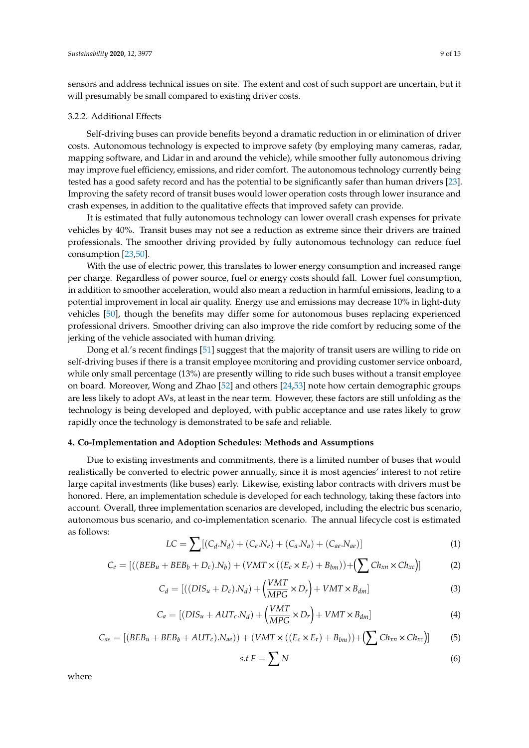sensors and address technical issues on site. The extent and cost of such support are uncertain, but it will presumably be small compared to existing driver costs.

### 3.2.2. Additional Effects

Self-driving buses can provide benefits beyond a dramatic reduction in or elimination of driver costs. Autonomous technology is expected to improve safety (by employing many cameras, radar, mapping software, and Lidar in and around the vehicle), while smoother fully autonomous driving may improve fuel efficiency, emissions, and rider comfort. The autonomous technology currently being tested has a good safety record and has the potential to be significantly safer than human drivers [23]. Improving the safety record of transit buses would lower operation costs through lower insurance and crash expenses, in addition to the qualitative effects that improved safety can provide.

It is estimated that fully autonomous technology can lower overall crash expenses for private vehicles by 40%. Transit buses may not see a reduction as extreme since their drivers are trained professionals. The smoother driving provided by fully autonomous technology can reduce fuel consumption [23,50].

With the use of electric power, this translates to lower energy consumption and increased range per charge. Regardless of power source, fuel or energy costs should fall. Lower fuel consumption, in addition to smoother acceleration, would also mean a reduction in harmful emissions, leading to a potential improvement in local air quality. Energy use and emissions may decrease 10% in light-duty vehicles [50], though the benefits may differ some for autonomous buses replacing experienced professional drivers. Smoother driving can also improve the ride comfort by reducing some of the jerking of the vehicle associated with human driving.

Dong et al.'s recent findings [51] suggest that the majority of transit users are willing to ride on self-driving buses if there is a transit employee monitoring and providing customer service onboard, while only small percentage (13%) are presently willing to ride such buses without a transit employee on board. Moreover, Wong and Zhao [52] and others [24,53] note how certain demographic groups are less likely to adopt AVs, at least in the near term. However, these factors are still unfolding as the technology is being developed and deployed, with public acceptance and use rates likely to grow rapidly once the technology is demonstrated to be safe and reliable.

## 4. Co-Implementation and Adoption Schedules: Methods and Assumptions

Due to existing investments and commitments, there is a limited number of buses that would realistically be converted to electric power annually, since it is most agencies' interest to not retire large capital investments (like buses) early. Likewise, existing labor contracts with drivers must be honored. Here, an implementation schedule is developed for each technology, taking these factors into account. Overall, three implementation scenarios are developed, including the electric bus scenario, autonomous bus scenario, and co-implementation scenario. The annual lifecycle cost is estimated as follows:

$$LC = \sum [(C_d.N_d) + (C_e.N_e) + (C_a.N_a) + (C_{ae}.N_{ae})] \tag{1}$$

$$C_e = [((BEB_u + BEB_b + D_c).N_b) + (VMT \times ((E_c \times E_r) + B_{bm})) + \left(\sum Ch_{xn} \times Ch_{xc}\right)] \tag{2}$$

$$C_d = [((DIS_u + D_c).N_d) + \left(\frac{VMT}{MPG} \times D_r\right) + VMT \times B_{dm}] \tag{3}$$

$$C_a = [(DIS_u + AUT_c.N_d) + \left(\frac{VMT}{MPG} \times D_r\right) + VMT \times B_{dm}] \tag{4}$$

$$C_{ae} = [(BEB_u + BEB_b + AUT_c).N_{ae})) + (VMT \times ((E_c \times E_r) + B_{bm})) + \left(\sum Ch_{xn} \times Ch_{xc}\right)] \tag{5}$$

$$s.t\ F = \sum N \tag{6}$$

where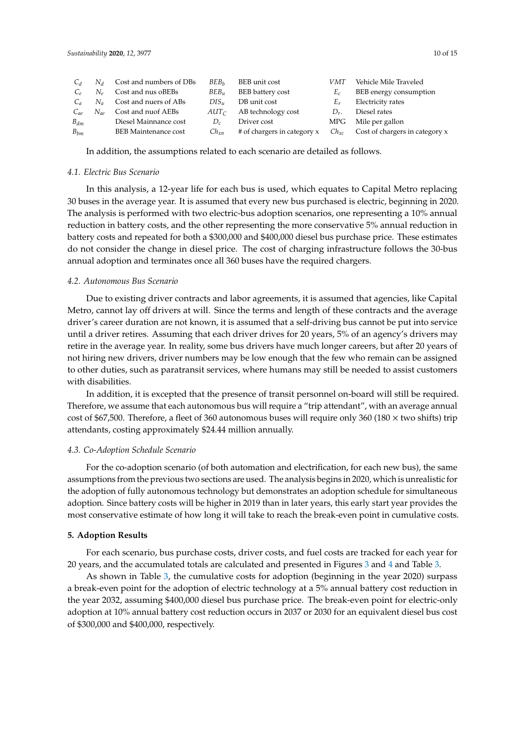| | | | | | | | |
|---|---|---|---|---|---|---|---|
| $C_d$ | $N_d$ | Cost and numbers of DBs | $BEB_b$ | BEB unit cost | $VMT$ | Vehicle Mile Traveled |
| $C_e$ | $N_e$ | Cost and nus oBEBs | $BEB_u$ | BEB battery cost | $E_c$ | BEB energy consumption |
| $C_a$ | $N_a$ | Cost and nuers of ABs | $DIS_u$ | DB unit cost | $E_r$ | Electricity rates |
| $C_{ae}$ | $N_{ae}$ | Cost and nuof AEBs | $AUT_C$ | AB technology cost | $D_r$. | Diesel rates |
| $B_{dm}$ | | Diesel Mainnance cost | $D_c$ | Driver cost | MPG | Mile per gallon |
| $B_{bm}$ | | BEB Maintenance cost | $Ch_{xn}$ | # of chargers in category x | $Ch_{xc}$ | Cost of chargers in category x |

In addition, the assumptions related to each scenario are detailed as follows.

### *4.1. Electric Bus Scenario*

In this analysis, a 12-year life for each bus is used, which equates to Capital Metro replacing 30 buses in the average year. It is assumed that every new bus purchased is electric, beginning in 2020. The analysis is performed with two electric-bus adoption scenarios, one representing a 10% annual reduction in battery costs, and the other representing the more conservative 5% annual reduction in battery costs and repeated for both a $300,000 and $400,000 diesel bus purchase price. These estimates do not consider the change in diesel price. The cost of charging infrastructure follows the 30-bus annual adoption and terminates once all 360 buses have the required chargers.

### *4.2. Autonomous Bus Scenario*

Due to existing driver contracts and labor agreements, it is assumed that agencies, like Capital Metro, cannot lay off drivers at will. Since the terms and length of these contracts and the average driver's career duration are not known, it is assumed that a self-driving bus cannot be put into service until a driver retires. Assuming that each driver drives for 20 years, 5% of an agency's drivers may retire in the average year. In reality, some bus drivers have much longer careers, but after 20 years of not hiring new drivers, driver numbers may be low enough that the few who remain can be assigned to other duties, such as paratransit services, where humans may still be needed to assist customers with disabilities.

In addition, it is excepted that the presence of transit personnel on-board will still be required. Therefore, we assume that each autonomous bus will require a "trip attendant", with an average annual cost of $67,500. Therefore, a fleet of 360 autonomous buses will require only 360 (180 × two shifts) trip attendants, costing approximately $24.44 million annually.

### *4.3. Co-Adoption Schedule Scenario*

For the co-adoption scenario (of both automation and electrification, for each new bus), the same assumptions from the previous two sections are used. The analysis begins in 2020, which is unrealistic for the adoption of fully autonomous technology but demonstrates an adoption schedule for simultaneous adoption. Since battery costs will be higher in 2019 than in later years, this early start year provides the most conservative estimate of how long it will take to reach the break-even point in cumulative costs.

## **5. Adoption Results**

For each scenario, bus purchase costs, driver costs, and fuel costs are tracked for each year for 20 years, and the accumulated totals are calculated and presented in Figures 3 and 4 and Table 3.

As shown in Table 3, the cumulative costs for adoption (beginning in the year 2020) surpass a break-even point for the adoption of electric technology at a 5% annual battery cost reduction in the year 2032, assuming $400,000 diesel bus purchase price. The break-even point for electric-only adoption at 10% annual battery cost reduction occurs in 2037 or 2030 for an equivalent diesel bus cost of $300,000 and $400,000, respectively.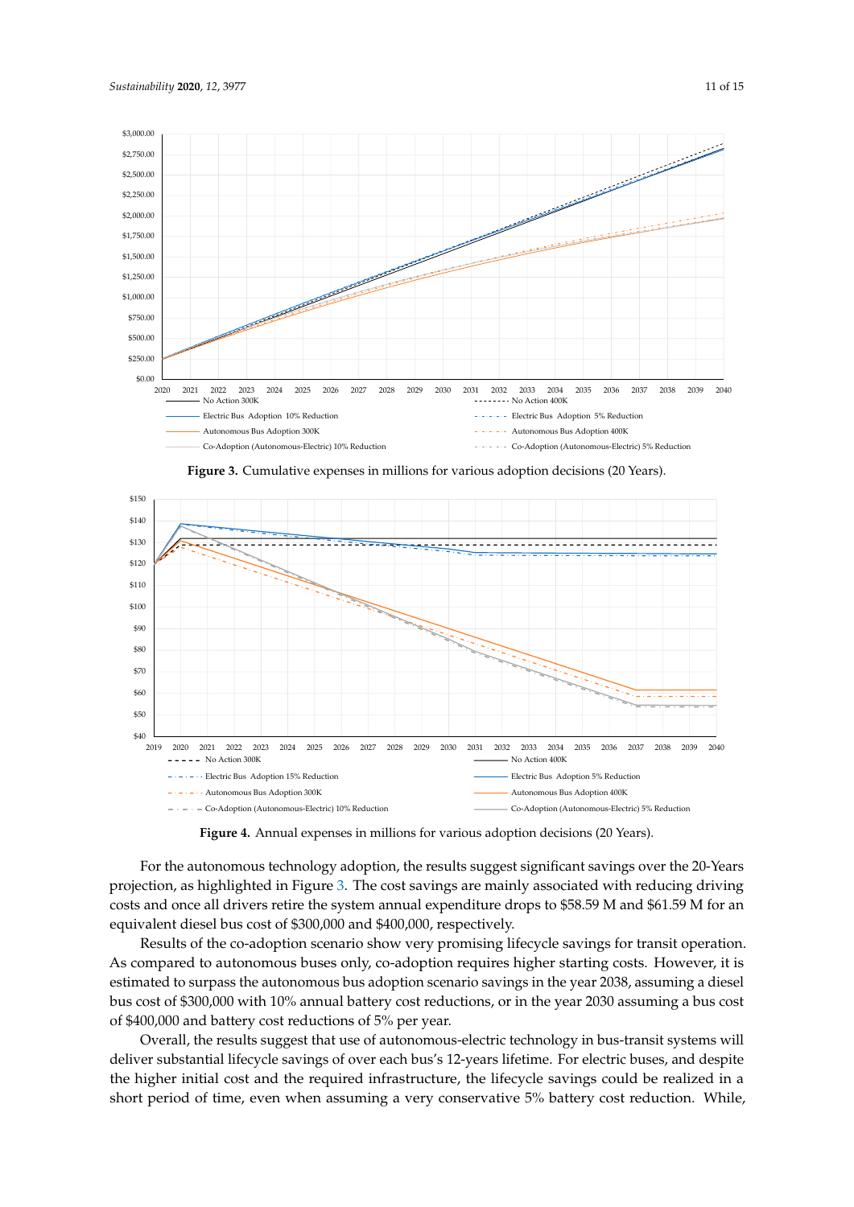**Figure 3.** Cumulative expenses in millions for various adoption decisions (20 Years).

**Figure 4.** Annual expenses in millions for various adoption decisions (20 Years).

For the autonomous technology adoption, the results suggest significant savings over the 20-Years projection, as highlighted in Figure 3. The cost savings are mainly associated with reducing driving costs and once all drivers retire the system annual expenditure drops to $58.59 M and $61.59 M for an equivalent diesel bus cost of $300,000 and $400,000, respectively.

Results of the co-adoption scenario show very promising lifecycle savings for transit operation. As compared to autonomous buses only, co-adoption requires higher starting costs. However, it is estimated to surpass the autonomous bus adoption scenario savings in the year 2038, assuming a diesel bus cost of $300,000 with 10% annual battery cost reductions, or in the year 2030 assuming a bus cost of $400,000 and battery cost reductions of 5% per year.

Overall, the results suggest that use of autonomous-electric technology in bus-transit systems will deliver substantial lifecycle savings of over each bus's 12-years lifetime. For electric buses, and despite the higher initial cost and the required infrastructure, the lifecycle savings could be realized in a short period of time, even when assuming a very conservative 5% battery cost reduction. While,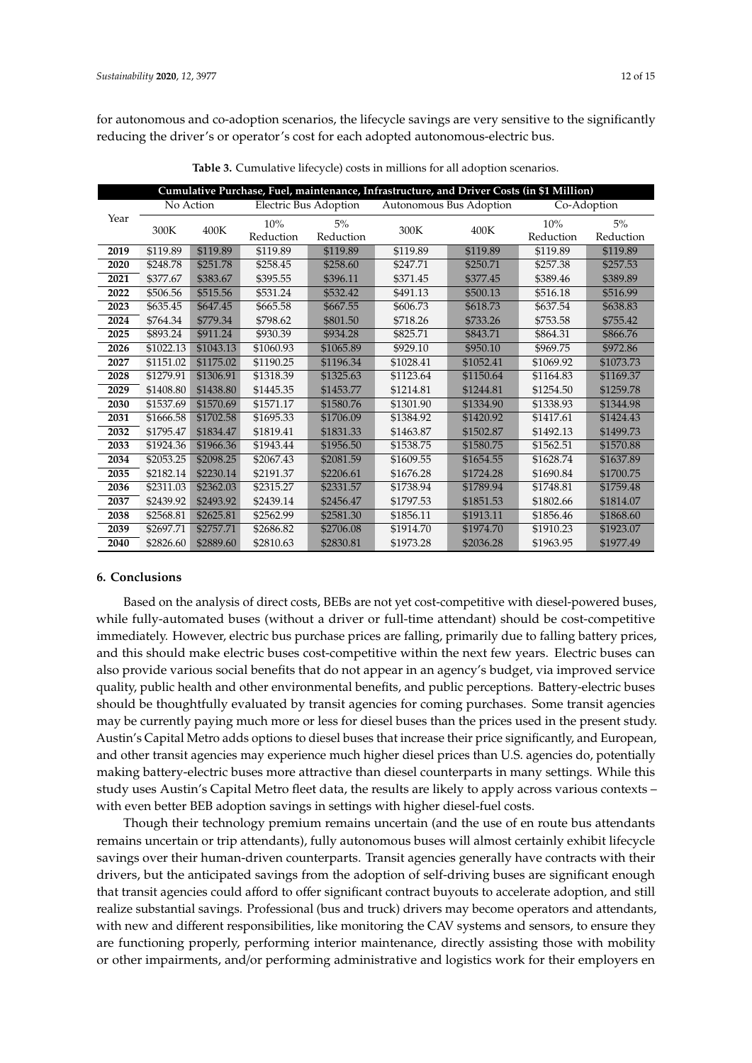for autonomous and co-adoption scenarios, the lifecycle savings are very sensitive to the significantly reducing the driver's or operator's cost for each adopted autonomous-electric bus.

**Table 3.** Cumulative lifecycle) costs in millions for all adoption scenarios.

| Cumulative Purchase, Fuel, maintenance, Infrastructure, and Driver Costs (in $1 Million) | | | | | | | | |
|---|---|---|---|---|---|---|---|---|
| Year | No Action | | Electric Bus Adoption | | Autonomous Bus Adoption | | Co-Adoption | |
| | 300K | 400K | 10% Reduction | 5% Reduction | 300K | 400K | 10% Reduction | 5% Reduction |
| **2019** | $119.89 | $119.89 | $119.89 | $119.89 | $119.89 | $119.89 | $119.89 | $119.89 |
| **2020** | $248.78 | $251.78 | $258.45 | $258.60 | $247.71 | $250.71 | $257.38 | $257.53 |
| **2021** | $377.67 | $383.67 | $395.55 | $396.11 | $371.45 | $377.45 | $389.46 | $389.89 |
| **2022** | $506.56 | $515.56 | $531.24 | $532.42 | $491.13 | $500.13 | $516.18 | $516.99 |
| **2023** | $635.45 | $647.45 | $665.58 | $667.55 | $606.73 | $618.73 | $637.54 | $638.83 |
| **2024** | $764.34 | $779.34 | $798.62 | $801.50 | $718.26 | $733.26 | $753.58 | $755.42 |
| **2025** | $893.24 | $911.24 | $930.39 | $934.28 | $825.71 | $843.71 | $864.31 | $866.76 |
| **2026** | $1022.13 | $1043.13 | $1060.93 | $1065.89 | $929.10 | $950.10 | $969.75 | $972.86 |
| **2027** | $1151.02 | $1175.02 | $1190.25 | $1196.34 | $1028.41 | $1052.41 | $1069.92 | $1073.73 |
| **2028** | $1279.91 | $1306.91 | $1318.39 | $1325.63 | $1123.64 | $1150.64 | $1164.83 | $1169.37 |
| **2029** | $1408.80 | $1438.80 | $1445.35 | $1453.77 | $1214.81 | $1244.81 | $1254.50 | $1259.78 |
| **2030** | $1537.69 | $1570.69 | $1571.17 | $1580.76 | $1301.90 | $1334.90 | $1338.93 | $1344.98 |
| **2031** | $1666.58 | $1702.58 | $1695.33 | $1706.09 | $1384.92 | $1420.92 | $1417.61 | $1424.43 |
| **2032** | $1795.47 | $1834.47 | $1819.41 | $1831.33 | $1463.87 | $1502.87 | $1492.13 | $1499.73 |
| **2033** | $1924.36 | $1966.36 | $1943.44 | $1956.50 | $1538.75 | $1580.75 | $1562.51 | $1570.88 |
| **2034** | $2053.25 | $2098.25 | $2067.43 | $2081.59 | $1609.55 | $1654.55 | $1628.74 | $1637.89 |
| **2035** | $2182.14 | $2230.14 | $2191.37 | $2206.61 | $1676.28 | $1724.28 | $1690.84 | $1700.75 |
| **2036** | $2311.03 | $2362.03 | $2315.27 | $2331.57 | $1738.94 | $1789.94 | $1748.81 | $1759.48 |
| **2037** | $2439.92 | $2493.92 | $2439.14 | $2456.47 | $1797.53 | $1851.53 | $1802.66 | $1814.07 |
| **2038** | $2568.81 | $2625.81 | $2562.99 | $2581.30 | $1856.11 | $1913.11 | $1856.46 | $1868.60 |
| **2039** | $2697.71 | $2757.71 | $2686.82 | $2706.08 | $1914.70 | $1974.70 | $1910.23 | $1923.07 |
| **2040** | $2826.60 | $2889.60 | $2810.63 | $2830.81 | $1973.28 | $2036.28 | $1963.95 | $1977.49 |

## 6. Conclusions

Based on the analysis of direct costs, BEBs are not yet cost-competitive with diesel-powered buses, while fully-automated buses (without a driver or full-time attendant) should be cost-competitive immediately. However, electric bus purchase prices are falling, primarily due to falling battery prices, and this should make electric buses cost-competitive within the next few years. Electric buses can also provide various social benefits that do not appear in an agency's budget, via improved service quality, public health and other environmental benefits, and public perceptions. Battery-electric buses should be thoughtfully evaluated by transit agencies for coming purchases. Some transit agencies may be currently paying much more or less for diesel buses than the prices used in the present study. Austin's Capital Metro adds options to diesel buses that increase their price significantly, and European, and other transit agencies may experience much higher diesel prices than U.S. agencies do, potentially making battery-electric buses more attractive than diesel counterparts in many settings. While this study uses Austin's Capital Metro fleet data, the results are likely to apply across various contexts – with even better BEB adoption savings in settings with higher diesel-fuel costs.

Though their technology premium remains uncertain (and the use of en route bus attendants remains uncertain or trip attendants), fully autonomous buses will almost certainly exhibit lifecycle savings over their human-driven counterparts. Transit agencies generally have contracts with their drivers, but the anticipated savings from the adoption of self-driving buses are significant enough that transit agencies could afford to offer significant contract buyouts to accelerate adoption, and still realize substantial savings. Professional (bus and truck) drivers may become operators and attendants, with new and different responsibilities, like monitoring the CAV systems and sensors, to ensure they are functioning properly, performing interior maintenance, directly assisting those with mobility or other impairments, and/or performing administrative and logistics work for their employers en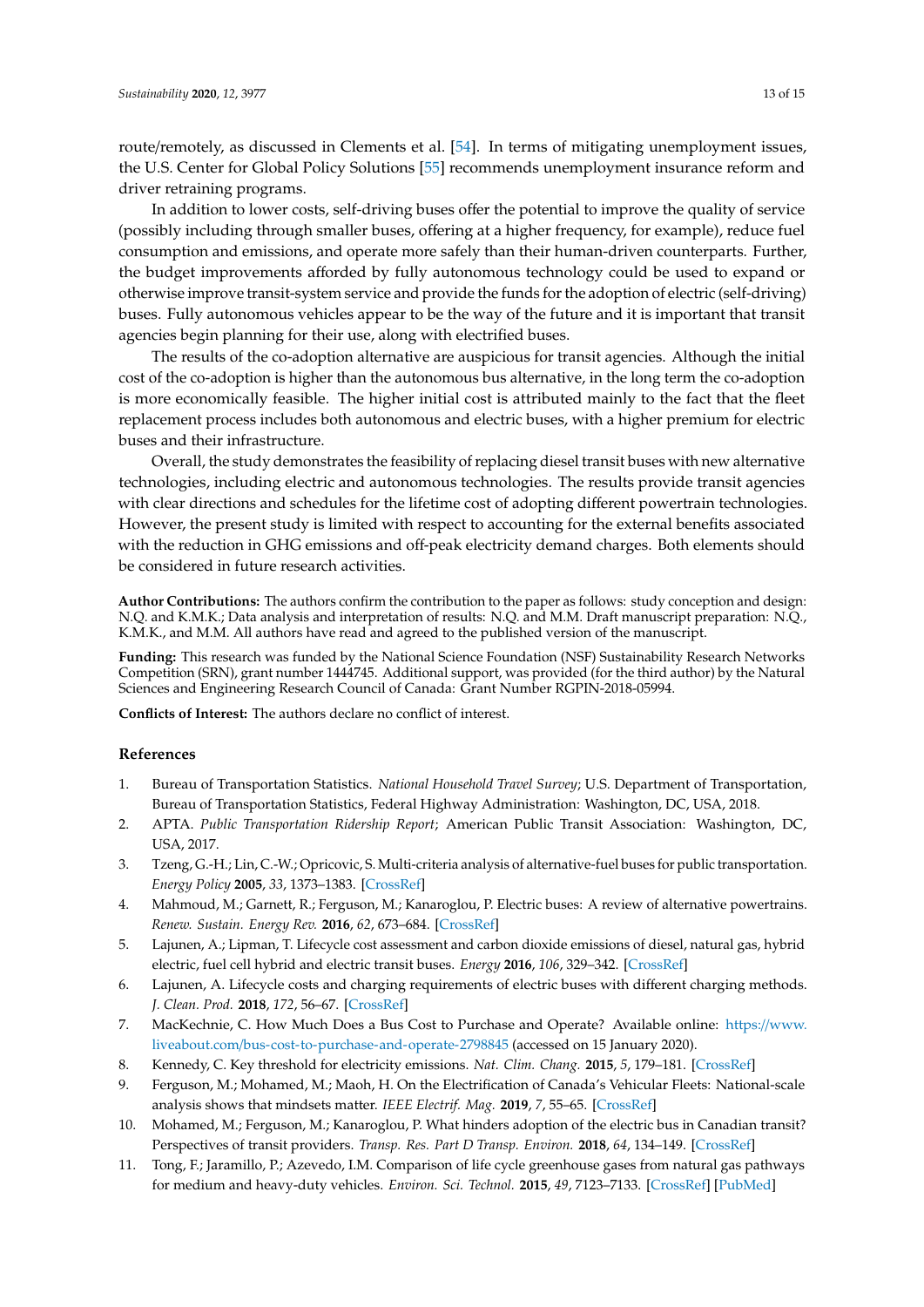route/remotely, as discussed in Clements et al. [54]. In terms of mitigating unemployment issues, the U.S. Center for Global Policy Solutions [55] recommends unemployment insurance reform and driver retraining programs.

In addition to lower costs, self-driving buses offer the potential to improve the quality of service (possibly including through smaller buses, offering at a higher frequency, for example), reduce fuel consumption and emissions, and operate more safely than their human-driven counterparts. Further, the budget improvements afforded by fully autonomous technology could be used to expand or otherwise improve transit-system service and provide the funds for the adoption of electric (self-driving) buses. Fully autonomous vehicles appear to be the way of the future and it is important that transit agencies begin planning for their use, along with electrified buses.

The results of the co-adoption alternative are auspicious for transit agencies. Although the initial cost of the co-adoption is higher than the autonomous bus alternative, in the long term the co-adoption is more economically feasible. The higher initial cost is attributed mainly to the fact that the fleet replacement process includes both autonomous and electric buses, with a higher premium for electric buses and their infrastructure.

Overall, the study demonstrates the feasibility of replacing diesel transit buses with new alternative technologies, including electric and autonomous technologies. The results provide transit agencies with clear directions and schedules for the lifetime cost of adopting different powertrain technologies. However, the present study is limited with respect to accounting for the external benefits associated with the reduction in GHG emissions and off-peak electricity demand charges. Both elements should be considered in future research activities.

**Author Contributions:** The authors confirm the contribution to the paper as follows: study conception and design: N.Q. and K.M.K.; Data analysis and interpretation of results: N.Q. and M.M. Draft manuscript preparation: N.Q., K.M.K., and M.M. All authors have read and agreed to the published version of the manuscript.

**Funding:** This research was funded by the National Science Foundation (NSF) Sustainability Research Networks Competition (SRN), grant number 1444745. Additional support, was provided (for the third author) by the Natural Sciences and Engineering Research Council of Canada: Grant Number RGPIN-2018-05994.

**Conflicts of Interest:** The authors declare no conflict of interest.

## References

1. Bureau of Transportation Statistics. *National Household Travel Survey*; U.S. Department of Transportation, Bureau of Transportation Statistics, Federal Highway Administration: Washington, DC, USA, 2018.
2. APTA. *Public Transportation Ridership Report*; American Public Transit Association: Washington, DC, USA, 2017.
3. Tzeng, G.-H.; Lin, C.-W.; Opricovic, S. Multi-criteria analysis of alternative-fuel buses for public transportation. *Energy Policy* **2005**, *33*, 1373–1383. [CrossRef]
4. Mahmoud, M.; Garnett, R.; Ferguson, M.; Kanaroglou, P. Electric buses: A review of alternative powertrains. *Renew. Sustain. Energy Rev.* **2016**, *62*, 673–684. [CrossRef]
5. Lajunen, A.; Lipman, T. Lifecycle cost assessment and carbon dioxide emissions of diesel, natural gas, hybrid electric, fuel cell hybrid and electric transit buses. *Energy* **2016**, *106*, 329–342. [CrossRef]
6. Lajunen, A. Lifecycle costs and charging requirements of electric buses with different charging methods. *J. Clean. Prod.* **2018**, *172*, 56–67. [CrossRef]
7. MacKechnie, C. How Much Does a Bus Cost to Purchase and Operate? Available online: https://www.liveabout.com/bus-cost-to-purchase-and-operate-2798845 (accessed on 15 January 2020).
8. Kennedy, C. Key threshold for electricity emissions. *Nat. Clim. Chang.* **2015**, *5*, 179–181. [CrossRef]
9. Ferguson, M.; Mohamed, M.; Maoh, H. On the Electrification of Canada's Vehicular Fleets: National-scale analysis shows that mindsets matter. *IEEE Electrif. Mag.* **2019**, *7*, 55–65. [CrossRef]
10. Mohamed, M.; Ferguson, M.; Kanaroglou, P. What hinders adoption of the electric bus in Canadian transit? Perspectives of transit providers. *Transp. Res. Part D Transp. Environ.* **2018**, *64*, 134–149. [CrossRef]
11. Tong, F.; Jaramillo, P.; Azevedo, I.M. Comparison of life cycle greenhouse gases from natural gas pathways for medium and heavy-duty vehicles. *Environ. Sci. Technol.* **2015**, *49*, 7123–7133. [CrossRef] [PubMed]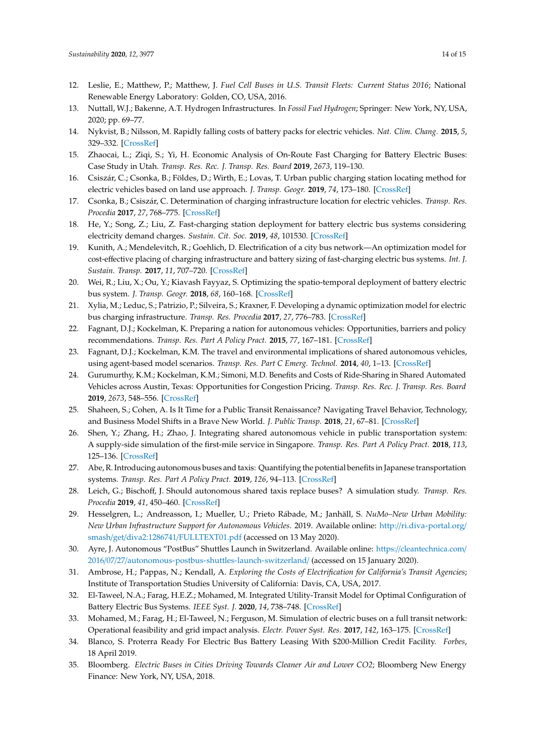12. Leslie, E.; Matthew, P.; Matthew, J. *Fuel Cell Buses in U.S. Transit Fleets: Current Status 2016*; National Renewable Energy Laboratory: Golden, CO, USA, 2016.
13. Nuttall, W.J.; Bakenne, A.T. Hydrogen Infrastructures. In *Fossil Fuel Hydrogen*; Springer: New York, NY, USA, 2020; pp. 69–77.
14. Nykvist, B.; Nilsson, M. Rapidly falling costs of battery packs for electric vehicles. *Nat. Clim. Chang.* **2015**, *5*, 329–332. [CrossRef]
15. Zhaocai, L.; Ziqi, S.; Yi, H. Economic Analysis of On-Route Fast Charging for Battery Electric Buses: Case Study in Utah. *Transp. Res. Rec. J. Transp. Res. Board* **2019**, *2673*, 119–130.
16. Csiszár, C.; Csonka, B.; Földes, D.; Wirth, E.; Lovas, T. Urban public charging station locating method for electric vehicles based on land use approach. *J. Transp. Geogr.* **2019**, *74*, 173–180. [CrossRef]
17. Csonka, B.; Csiszár, C. Determination of charging infrastructure location for electric vehicles. *Transp. Res. Procedia* **2017**, *27*, 768–775. [CrossRef]
18. He, Y.; Song, Z.; Liu, Z. Fast-charging station deployment for battery electric bus systems considering electricity demand charges. *Sustain. Cit. Soc.* **2019**, *48*, 101530. [CrossRef]
19. Kunith, A.; Mendelevitch, R.; Goehlich, D. Electrification of a city bus network—An optimization model for cost-effective placing of charging infrastructure and battery sizing of fast-charging electric bus systems. *Int. J. Sustain. Transp.* **2017**, *11*, 707–720. [CrossRef]
20. Wei, R.; Liu, X.; Ou, Y.; Kiavash Fayyaz, S. Optimizing the spatio-temporal deployment of battery electric bus system. *J. Transp. Geogr.* **2018**, *68*, 160–168. [CrossRef]
21. Xylia, M.; Leduc, S.; Patrizio, P.; Silveira, S.; Kraxner, F. Developing a dynamic optimization model for electric bus charging infrastructure. *Transp. Res. Procedia* **2017**, *27*, 776–783. [CrossRef]
22. Fagnant, D.J.; Kockelman, K. Preparing a nation for autonomous vehicles: Opportunities, barriers and policy recommendations. *Transp. Res. Part A Policy Pract.* **2015**, *77*, 167–181. [CrossRef]
23. Fagnant, D.J.; Kockelman, K.M. The travel and environmental implications of shared autonomous vehicles, using agent-based model scenarios. *Transp. Res. Part C Emerg. Technol.* **2014**, *40*, 1–13. [CrossRef]
24. Gurumurthy, K.M.; Kockelman, K.M.; Simoni, M.D. Benefits and Costs of Ride-Sharing in Shared Automated Vehicles across Austin, Texas: Opportunities for Congestion Pricing. *Transp. Res. Rec. J. Transp. Res. Board* **2019**, *2673*, 548–556. [CrossRef]
25. Shaheen, S.; Cohen, A. Is It Time for a Public Transit Renaissance? Navigating Travel Behavior, Technology, and Business Model Shifts in a Brave New World. *J. Public Transp.* **2018**, *21*, 67–81. [CrossRef]
26. Shen, Y.; Zhang, H.; Zhao, J. Integrating shared autonomous vehicle in public transportation system: A supply-side simulation of the first-mile service in Singapore. *Transp. Res. Part A Policy Pract.* **2018**, *113*, 125–136. [CrossRef]
27. Abe, R. Introducing autonomous buses and taxis: Quantifying the potential benefits in Japanese transportation systems. *Transp. Res. Part A Policy Pract.* **2019**, *126*, 94–113. [CrossRef]
28. Leich, G.; Bischoff, J. Should autonomous shared taxis replace buses? A simulation study. *Transp. Res. Procedia* **2019**, *41*, 450–460. [CrossRef]
29. Hesselgren, L.; Andreasson, I.; Mueller, U.; Prieto Rábade, M.; Janhäll, S. *NuMo–New Urban Mobility: New Urban Infrastructure Support for Autonomous Vehicles*. 2019. Available online: http://ri.diva-portal.org/smash/get/diva2:1286741/FULLTEXT01.pdf (accessed on 13 May 2020).
30. Ayre, J. Autonomous "PostBus" Shuttles Launch in Switzerland. Available online: https://cleantechnica.com/2016/07/27/autonomous-postbus-shuttles-launch-switzerland/ (accessed on 15 January 2020).
31. Ambrose, H.; Pappas, N.; Kendall, A. *Exploring the Costs of Electrification for California's Transit Agencies*; Institute of Transportation Studies University of California: Davis, CA, USA, 2017.
32. El-Taweel, N.A.; Farag, H.E.Z.; Mohamed, M. Integrated Utility-Transit Model for Optimal Configuration of Battery Electric Bus Systems. *IEEE Syst. J.* **2020**, *14*, 738–748. [CrossRef]
33. Mohamed, M.; Farag, H.; El-Taweel, N.; Ferguson, M. Simulation of electric buses on a full transit network: Operational feasibility and grid impact analysis. *Electr. Power Syst. Res.* **2017**, *142*, 163–175. [CrossRef]
34. Blanco, S. Proterra Ready For Electric Bus Battery Leasing With $200-Million Credit Facility. *Forbes*, 18 April 2019.
35. Bloomberg. *Electric Buses in Cities Driving Towards Cleaner Air and Lower CO2*; Bloomberg New Energy Finance: New York, NY, USA, 2018.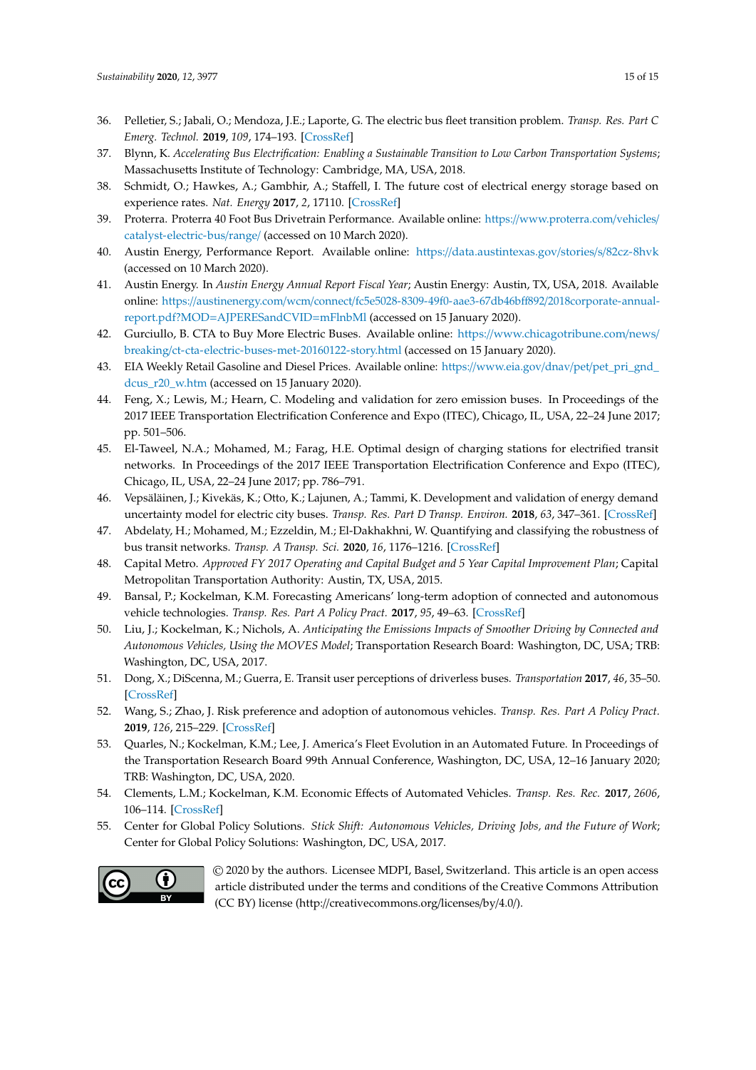36. Pelletier, S.; Jabali, O.; Mendoza, J.E.; Laporte, G. The electric bus fleet transition problem. *Transp. Res. Part C Emerg. Technol.* **2019**, *109*, 174–193. [CrossRef]
37. Blynn, K. *Accelerating Bus Electrification: Enabling a Sustainable Transition to Low Carbon Transportation Systems*; Massachusetts Institute of Technology: Cambridge, MA, USA, 2018.
38. Schmidt, O.; Hawkes, A.; Gambhir, A.; Staffell, I. The future cost of electrical energy storage based on experience rates. *Nat. Energy* **2017**, *2*, 17110. [CrossRef]
39. Proterra. Proterra 40 Foot Bus Drivetrain Performance. Available online: https://www.proterra.com/vehicles/catalyst-electric-bus/range/ (accessed on 10 March 2020).
40. Austin Energy, Performance Report. Available online: https://data.austintexas.gov/stories/s/82cz-8hvk (accessed on 10 March 2020).
41. Austin Energy. In *Austin Energy Annual Report Fiscal Year*; Austin Energy: Austin, TX, USA, 2018. Available online: https://austinenergy.com/wcm/connect/fc5e5028-8309-49f0-aae3-67db46bff892/2018corporate-annual-report.pdf?MOD=AJPERESandCVID=mFlnbMl (accessed on 15 January 2020).
42. Gurciullo, B. CTA to Buy More Electric Buses. Available online: https://www.chicagotribune.com/news/breaking/ct-cta-electric-buses-met-20160122-story.html (accessed on 15 January 2020).
43. EIA Weekly Retail Gasoline and Diesel Prices. Available online: https://www.eia.gov/dnav/pet/pet_pri_gnd_dcus_r20_w.htm (accessed on 15 January 2020).
44. Feng, X.; Lewis, M.; Hearn, C. Modeling and validation for zero emission buses. In Proceedings of the 2017 IEEE Transportation Electrification Conference and Expo (ITEC), Chicago, IL, USA, 22–24 June 2017; pp. 501–506.
45. El-Taweel, N.A.; Mohamed, M.; Farag, H.E. Optimal design of charging stations for electrified transit networks. In Proceedings of the 2017 IEEE Transportation Electrification Conference and Expo (ITEC), Chicago, IL, USA, 22–24 June 2017; pp. 786–791.
46. Vepsäläinen, J.; Kivekäs, K.; Otto, K.; Lajunen, A.; Tammi, K. Development and validation of energy demand uncertainty model for electric city buses. *Transp. Res. Part D Transp. Environ.* **2018**, *63*, 347–361. [CrossRef]
47. Abdelaty, H.; Mohamed, M.; Ezzeldin, M.; El-Dakhakhni, W. Quantifying and classifying the robustness of bus transit networks. *Transp. A Transp. Sci.* **2020**, *16*, 1176–1216. [CrossRef]
48. Capital Metro. *Approved FY 2017 Operating and Capital Budget and 5 Year Capital Improvement Plan*; Capital Metropolitan Transportation Authority: Austin, TX, USA, 2015.
49. Bansal, P.; Kockelman, K.M. Forecasting Americans' long-term adoption of connected and autonomous vehicle technologies. *Transp. Res. Part A Policy Pract.* **2017**, *95*, 49–63. [CrossRef]
50. Liu, J.; Kockelman, K.; Nichols, A. *Anticipating the Emissions Impacts of Smoother Driving by Connected and Autonomous Vehicles, Using the MOVES Model*; Transportation Research Board: Washington, DC, USA; TRB: Washington, DC, USA, 2017.
51. Dong, X.; DiScenna, M.; Guerra, E. Transit user perceptions of driverless buses. *Transportation* **2017**, *46*, 35–50. [CrossRef]
52. Wang, S.; Zhao, J. Risk preference and adoption of autonomous vehicles. *Transp. Res. Part A Policy Pract.* **2019**, *126*, 215–229. [CrossRef]
53. Quarles, N.; Kockelman, K.M.; Lee, J. America's Fleet Evolution in an Automated Future. In Proceedings of the Transportation Research Board 99th Annual Conference, Washington, DC, USA, 12–16 January 2020; TRB: Washington, DC, USA, 2020.
54. Clements, L.M.; Kockelman, K.M. Economic Effects of Automated Vehicles. *Transp. Res. Rec.* **2017**, *2606*, 106–114. [CrossRef]
55. Center for Global Policy Solutions. *Stick Shift: Autonomous Vehicles, Driving Jobs, and the Future of Work*; Center for Global Policy Solutions: Washington, DC, USA, 2017.

© 2020 by the authors. Licensee MDPI, Basel, Switzerland. This article is an open access article distributed under the terms and conditions of the Creative Commons Attribution (CC BY) license (http://creativecommons.org/licenses/by/4.0/).